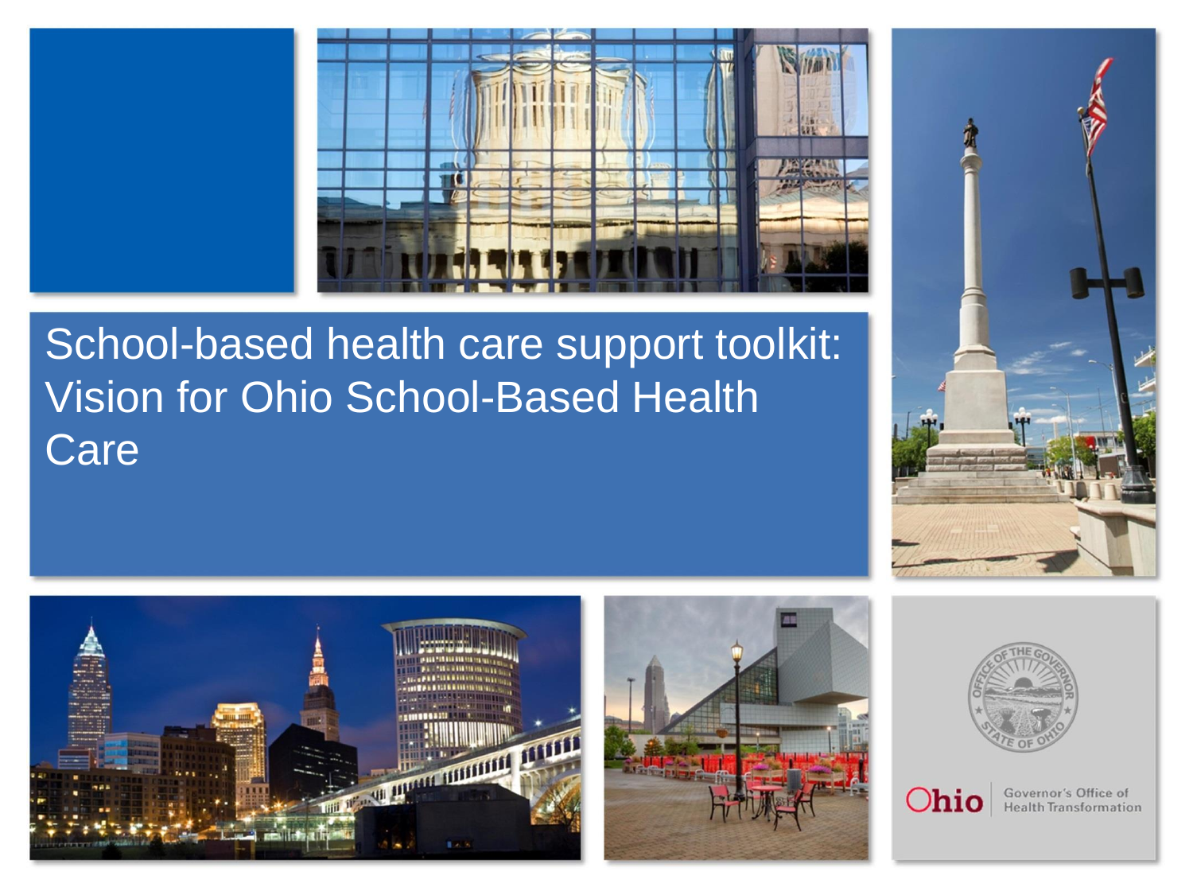# School-based health care support toolkit: Vision for Ohio School-Based Health Care

Ohio | Governor's Office of Health Transformation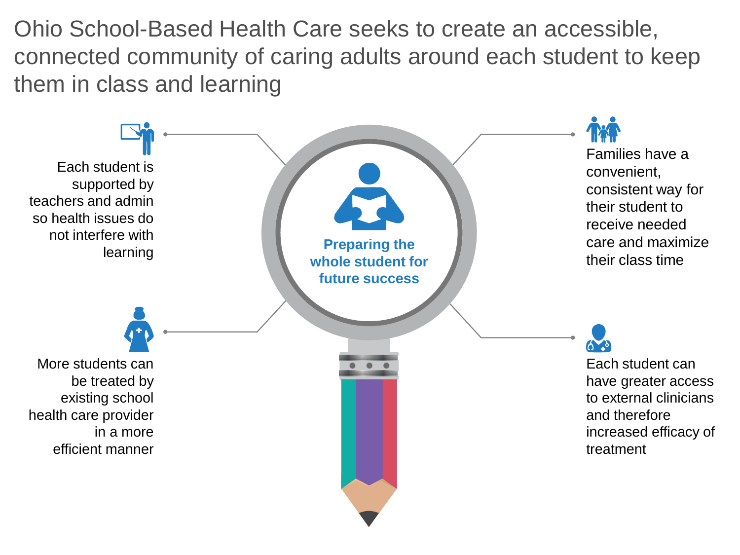# Ohio School-Based Health Care seeks to create an accessible, connected community of caring adults around each student to keep them in class and learning

**Preparing the whole student for future success**

Each student is supported by teachers and admin so health issues do not interfere with learning

Families have a convenient, consistent way for their student to receive needed care and maximize their class time

More students can be treated by existing school health care provider in a more efficient manner

Each student can have greater access to external clinicians and therefore increased efficacy of treatment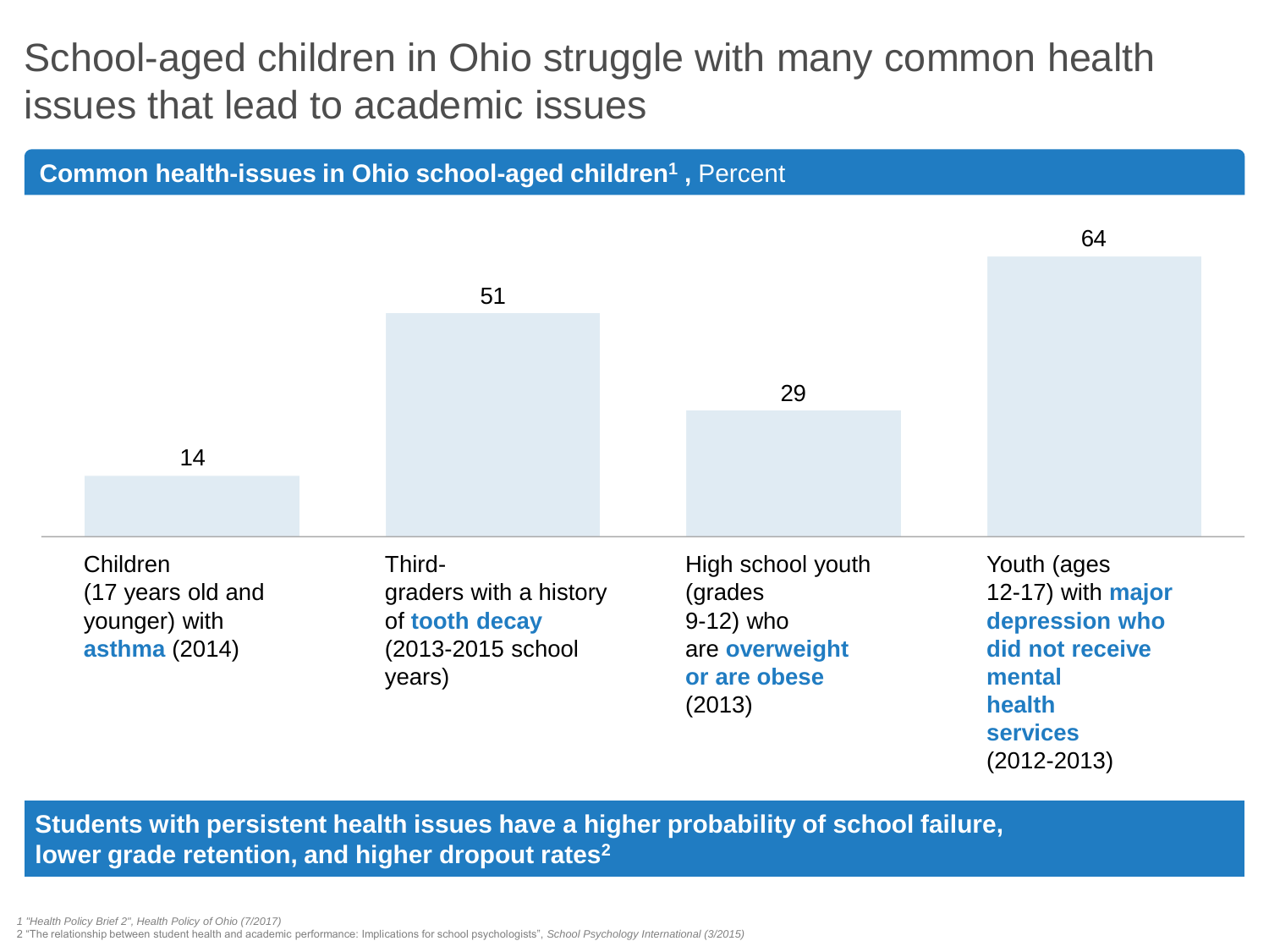# School-aged children in Ohio struggle with many common health issues that lead to academic issues

**Common health-issues in Ohio school-aged children[1] ,** Percent

| Health issue | Percent |
|---|---|
| Children (17 years old and younger) with **asthma** (2014) | 14 |
| Third-graders with a history of **tooth decay** (2013-2015 school years) | 51 |
| High school youth (grades 9-12) who are **overweight or are obese** (2013) | 29 |
| Youth (ages 12-17) with **major depression who did not receive mental health services** (2012-2013) | 64 |

**Students with persistent health issues have a higher probability of school failure, lower grade retention, and higher dropout rates[2]**

1 *"Health Policy Brief 2", Health Policy of Ohio (7/2017)*

2 "The relationship between student health and academic performance: Implications for school psychologists", *School Psychology International (3/2015)*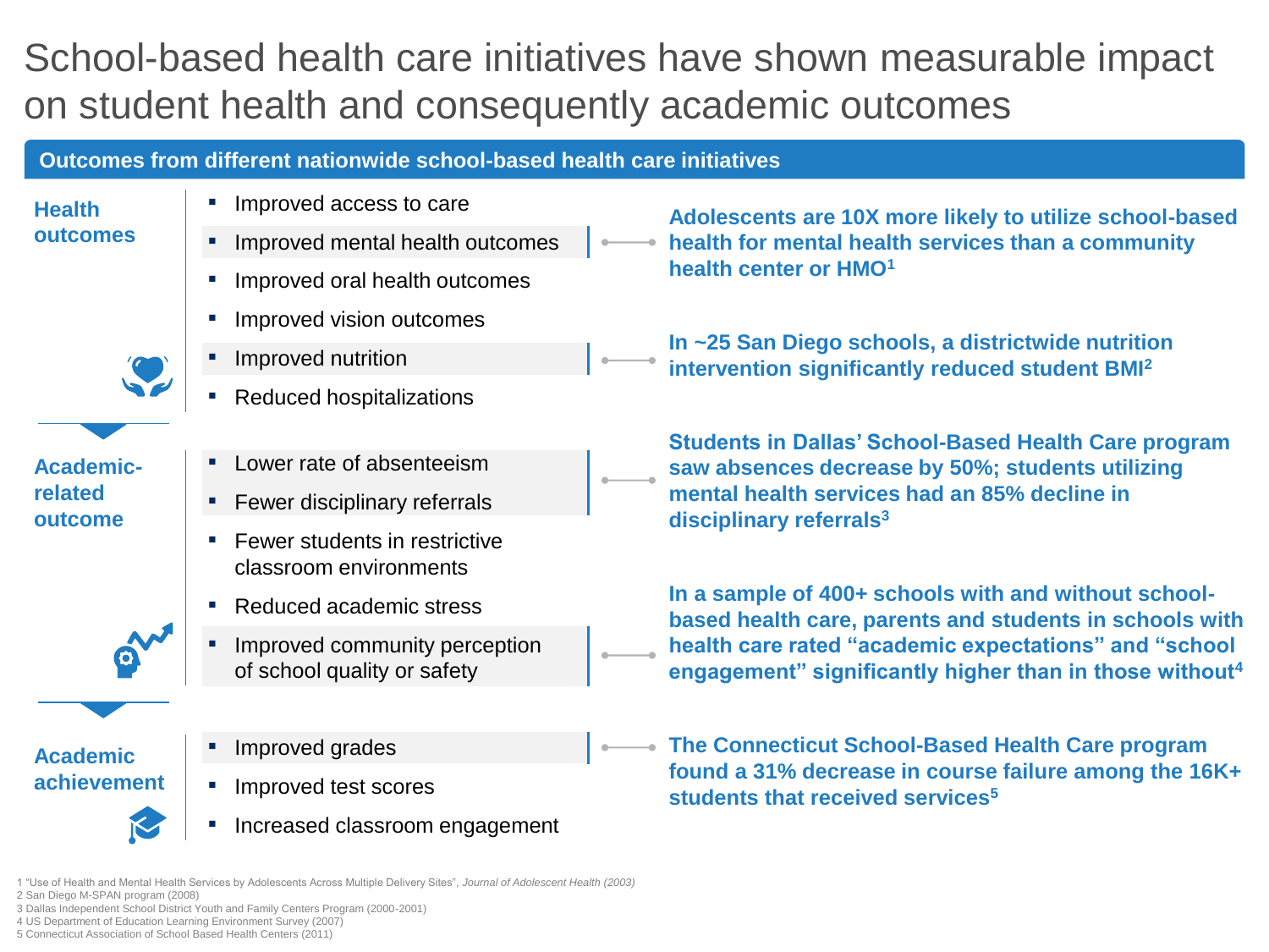# School-based health care initiatives have shown measurable impact on student health and consequently academic outcomes

## Outcomes from different nationwide school-based health care initiatives

### Health outcomes

- Improved access to care
- Improved mental health outcomes
  - **Adolescents are 10X more likely to utilize school-based health for mental health services than a community health center or HMO[1]**
- Improved oral health outcomes
- Improved vision outcomes
- Improved nutrition
  - **In ~25 San Diego schools, a districtwide nutrition intervention significantly reduced student BMI[2]**
- Reduced hospitalizations

### Academic-related outcome

- Lower rate of absenteeism
- Fewer disciplinary referrals
  - **Students in Dallas' School-Based Health Care program saw absences decrease by 50%; students utilizing mental health services had an 85% decline in disciplinary referrals[3]**
- Fewer students in restrictive classroom environments
- Reduced academic stress
- Improved community perception of school quality or safety
  - **In a sample of 400+ schools with and without school-based health care, parents and students in schools with health care rated "academic expectations" and "school engagement" significantly higher than in those without[4]**

### Academic achievement

- Improved grades
  - **The Connecticut School-Based Health Care program found a 31% decrease in course failure among the 16K+ students that received services[5]**
- Improved test scores
- Increased classroom engagement

1 "Use of Health and Mental Health Services by Adolescents Across Multiple Delivery Sites", *Journal of Adolescent Health (2003)*
2 San Diego M-SPAN program (2008)
3 Dallas Independent School District Youth and Family Centers Program (2000-2001)
4 US Department of Education Learning Environment Survey (2007)
5 Connecticut Association of School Based Health Centers (2011)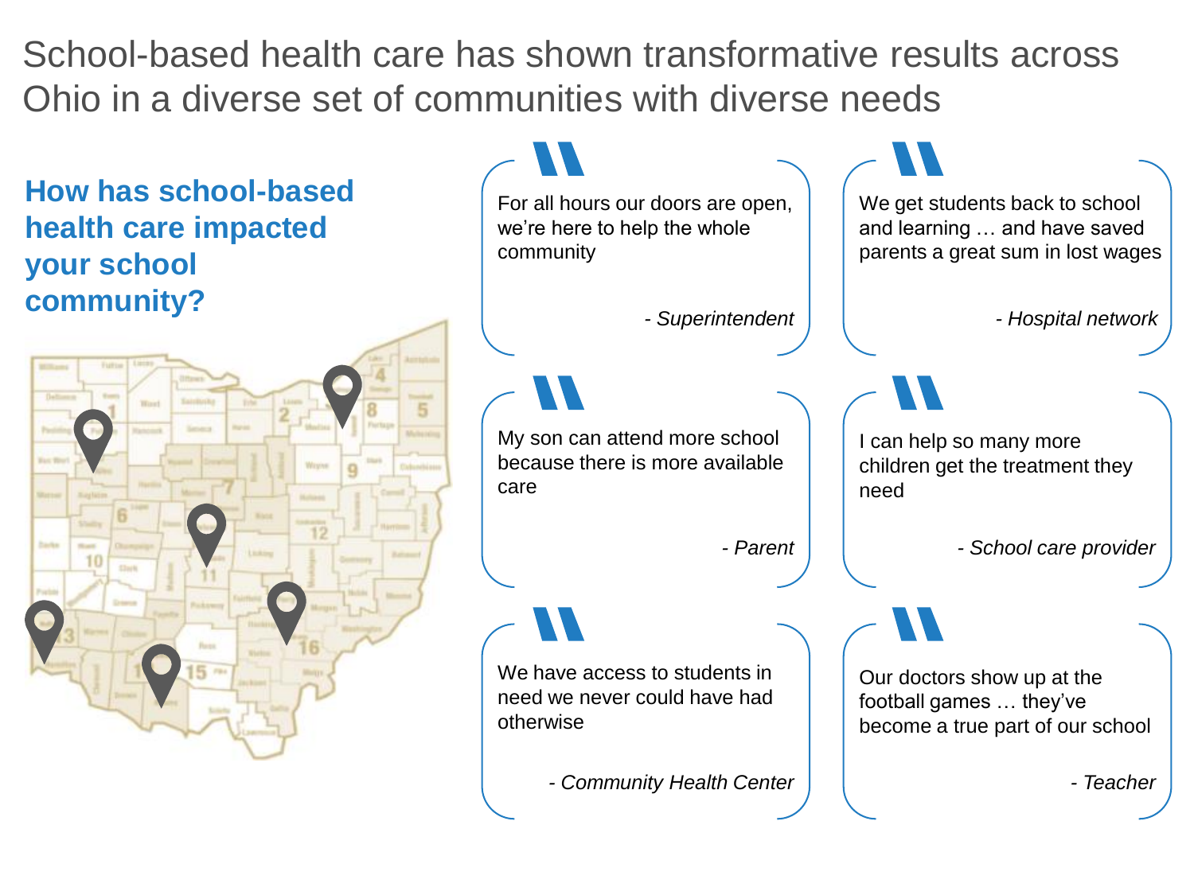# School-based health care has shown transformative results across Ohio in a diverse set of communities with diverse needs

## How has school-based health care impacted your school community?

> For all hours our doors are open, we're here to help the whole community
>
> *- Superintendent*

> We get students back to school and learning … and have saved parents a great sum in lost wages
>
> *- Hospital network*

> My son can attend more school because there is more available care
>
> *- Parent*

> I can help so many more children get the treatment they need
>
> *- School care provider*

> We have access to students in need we never could have had otherwise
>
> *- Community Health Center*

> Our doctors show up at the football games … they've become a true part of our school
>
> *- Teacher*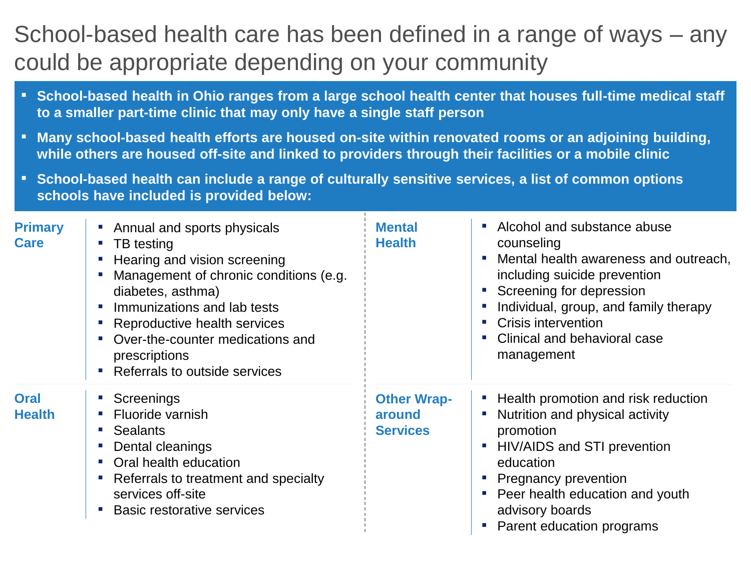# School-based health care has been defined in a range of ways – any could be appropriate depending on your community

- **School-based health in Ohio ranges from a large school health center that houses full-time medical staff to a smaller part-time clinic that may only have a single staff person**
- **Many school-based health efforts are housed on-site within renovated rooms or an adjoining building, while others are housed off-site and linked to providers through their facilities or a mobile clinic**
- **School-based health can include a range of culturally sensitive services, a list of common options schools have included is provided below:**

### Primary Care

- Annual and sports physicals
- TB testing
- Hearing and vision screening
- Management of chronic conditions (e.g. diabetes, asthma)
- Immunizations and lab tests
- Reproductive health services
- Over-the-counter medications and prescriptions
- Referrals to outside services

### Oral Health

- Screenings
- Fluoride varnish
- Sealants
- Dental cleanings
- Oral health education
- Referrals to treatment and specialty services off-site
- Basic restorative services

### Mental Health

- Alcohol and substance abuse counseling
- Mental health awareness and outreach, including suicide prevention
- Screening for depression
- Individual, group, and family therapy
- Crisis intervention
- Clinical and behavioral case management

### Other Wrap-around Services

- Health promotion and risk reduction
- Nutrition and physical activity promotion
- HIV/AIDS and STI prevention education
- Pregnancy prevention
- Peer health education and youth advisory boards
- Parent education programs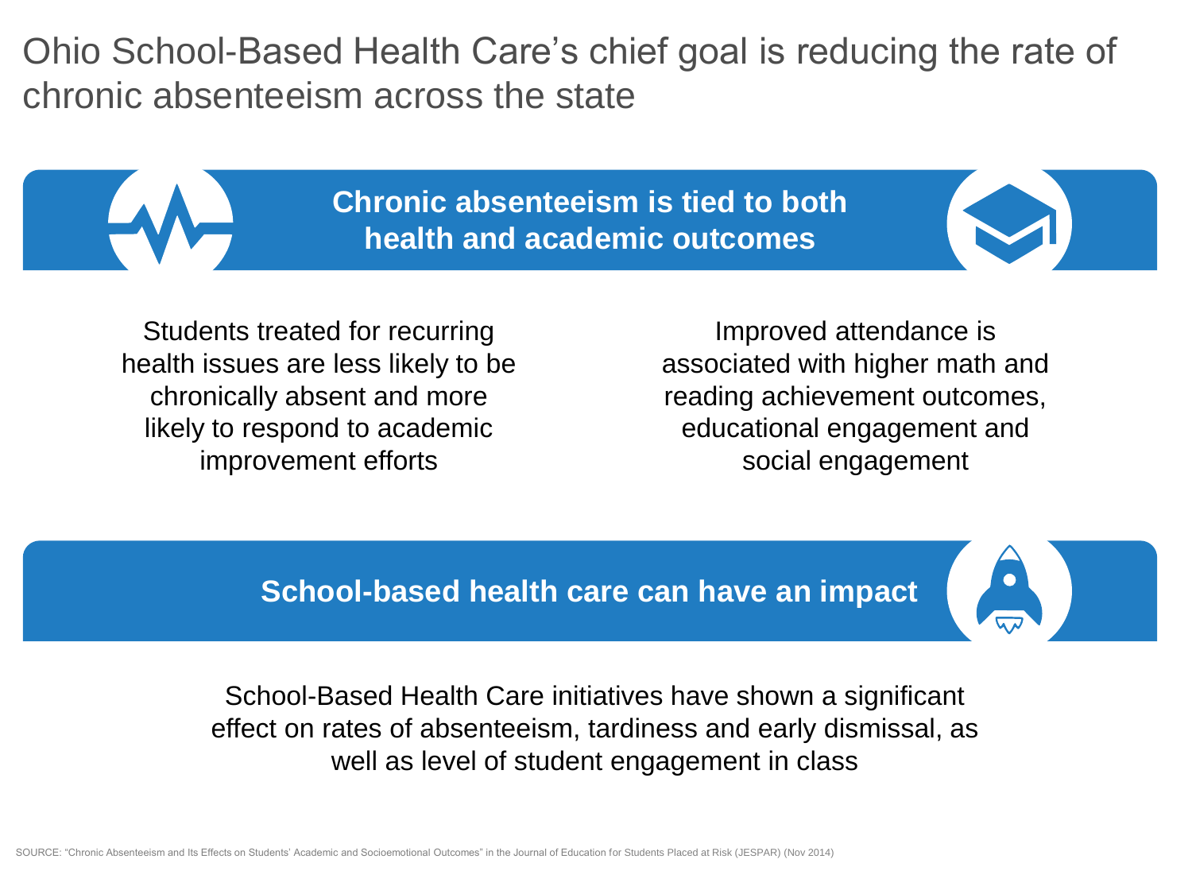# Ohio School-Based Health Care's chief goal is reducing the rate of chronic absenteeism across the state

## Chronic absenteeism is tied to both health and academic outcomes

Students treated for recurring health issues are less likely to be chronically absent and more likely to respond to academic improvement efforts

Improved attendance is associated with higher math and reading achievement outcomes, educational engagement and social engagement

## School-based health care can have an impact

School-Based Health Care initiatives have shown a significant effect on rates of absenteeism, tardiness and early dismissal, as well as level of student engagement in class

SOURCE: "Chronic Absenteeism and Its Effects on Students' Academic and Socioemotional Outcomes" in the Journal of Education for Students Placed at Risk (JESPAR) (Nov 2014)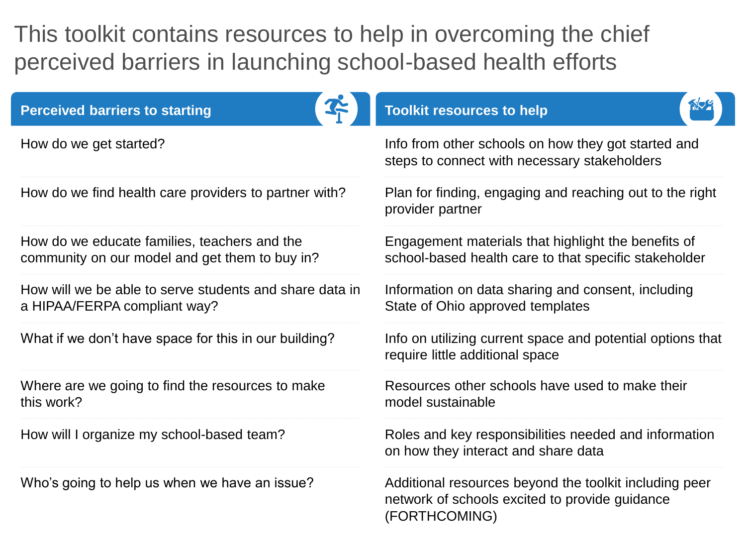# This toolkit contains resources to help in overcoming the chief perceived barriers in launching school-based health efforts

| Perceived barriers to starting | Toolkit resources to help |
| --- | --- |
| How do we get started? | Info from other schools on how they got started and steps to connect with necessary stakeholders |
| How do we find health care providers to partner with? | Plan for finding, engaging and reaching out to the right provider partner |
| How do we educate families, teachers and the community on our model and get them to buy in? | Engagement materials that highlight the benefits of school-based health care to that specific stakeholder |
| How will we be able to serve students and share data in a HIPAA/FERPA compliant way? | Information on data sharing and consent, including State of Ohio approved templates |
| What if we don't have space for this in our building? | Info on utilizing current space and potential options that require little additional space |
| Where are we going to find the resources to make this work? | Resources other schools have used to make their model sustainable |
| How will I organize my school-based team? | Roles and key responsibilities needed and information on how they interact and share data |
| Who's going to help us when we have an issue? | Additional resources beyond the toolkit including peer network of schools excited to provide guidance (FORTHCOMING) |